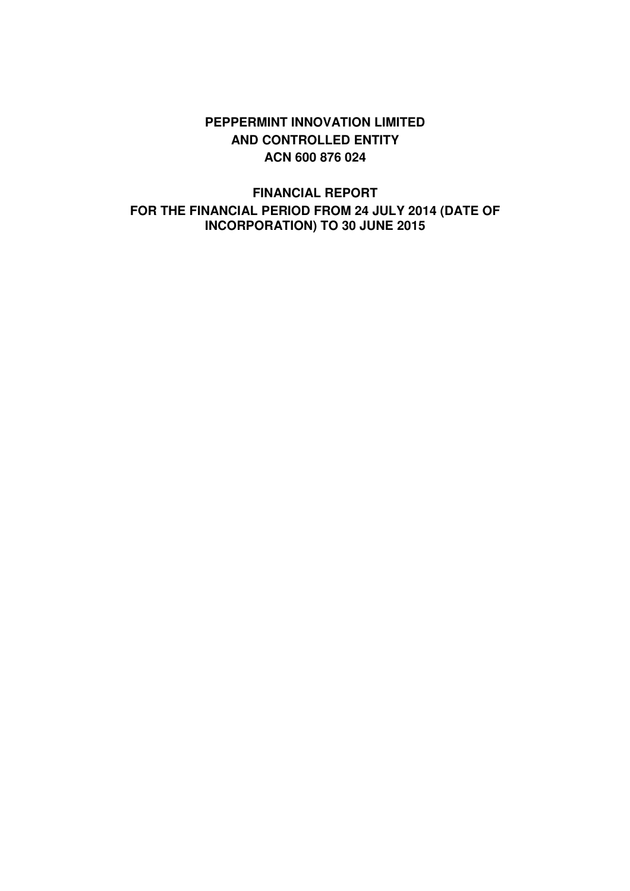# PEPPERMINT INNOVATION LIMITED
# AND CONTROLLED ENTITY
# ACN 600 876 024

## FINANCIAL REPORT
## FOR THE FINANCIAL PERIOD FROM 24 JULY 2014 (DATE OF INCORPORATION) TO 30 JUNE 2015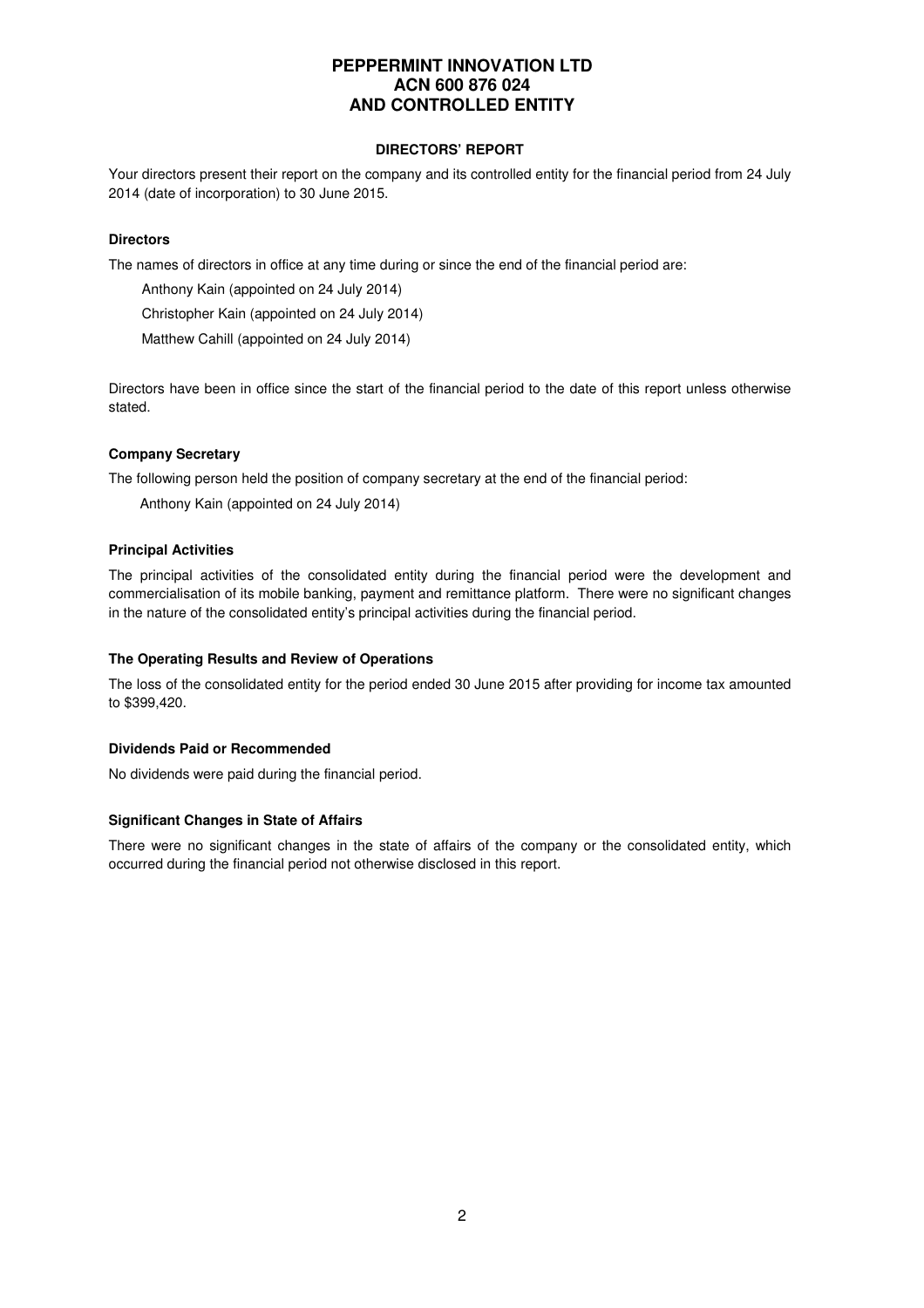# PEPPERMINT INNOVATION LTD
# ACN 600 876 024
# AND CONTROLLED ENTITY

## DIRECTORS' REPORT

Your directors present their report on the company and its controlled entity for the financial period from 24 July 2014 (date of incorporation) to 30 June 2015.

### Directors

The names of directors in office at any time during or since the end of the financial period are:

Anthony Kain (appointed on 24 July 2014)

Christopher Kain (appointed on 24 July 2014)

Matthew Cahill (appointed on 24 July 2014)

Directors have been in office since the start of the financial period to the date of this report unless otherwise stated.

### Company Secretary

The following person held the position of company secretary at the end of the financial period:

Anthony Kain (appointed on 24 July 2014)

### Principal Activities

The principal activities of the consolidated entity during the financial period were the development and commercialisation of its mobile banking, payment and remittance platform. There were no significant changes in the nature of the consolidated entity's principal activities during the financial period.

### The Operating Results and Review of Operations

The loss of the consolidated entity for the period ended 30 June 2015 after providing for income tax amounted to $399,420.

### Dividends Paid or Recommended

No dividends were paid during the financial period.

### Significant Changes in State of Affairs

There were no significant changes in the state of affairs of the company or the consolidated entity, which occurred during the financial period not otherwise disclosed in this report.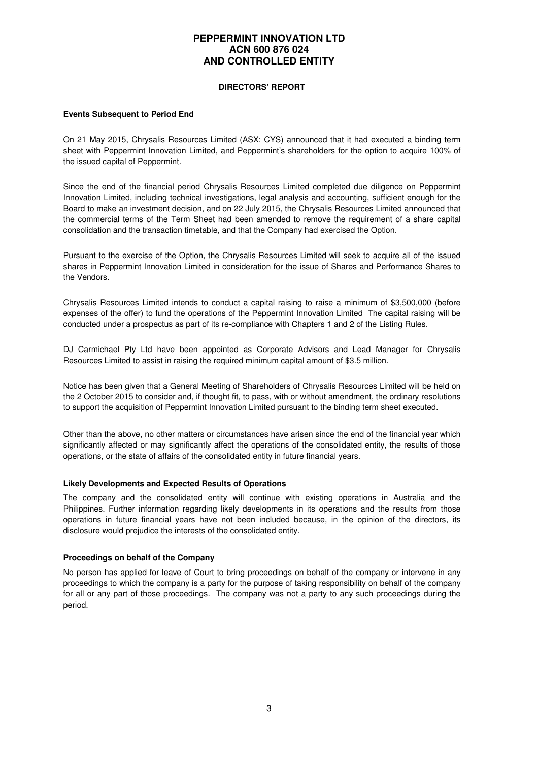# PEPPERMINT INNOVATION LTD
# ACN 600 876 024
# AND CONTROLLED ENTITY

## DIRECTORS' REPORT

### Events Subsequent to Period End

On 21 May 2015, Chrysalis Resources Limited (ASX: CYS) announced that it had executed a binding term sheet with Peppermint Innovation Limited, and Peppermint's shareholders for the option to acquire 100% of the issued capital of Peppermint.

Since the end of the financial period Chrysalis Resources Limited completed due diligence on Peppermint Innovation Limited, including technical investigations, legal analysis and accounting, sufficient enough for the Board to make an investment decision, and on 22 July 2015, the Chrysalis Resources Limited announced that the commercial terms of the Term Sheet had been amended to remove the requirement of a share capital consolidation and the transaction timetable, and that the Company had exercised the Option.

Pursuant to the exercise of the Option, the Chrysalis Resources Limited will seek to acquire all of the issued shares in Peppermint Innovation Limited in consideration for the issue of Shares and Performance Shares to the Vendors.

Chrysalis Resources Limited intends to conduct a capital raising to raise a minimum of $3,500,000 (before expenses of the offer) to fund the operations of the Peppermint Innovation Limited The capital raising will be conducted under a prospectus as part of its re-compliance with Chapters 1 and 2 of the Listing Rules.

DJ Carmichael Pty Ltd have been appointed as Corporate Advisors and Lead Manager for Chrysalis Resources Limited to assist in raising the required minimum capital amount of $3.5 million.

Notice has been given that a General Meeting of Shareholders of Chrysalis Resources Limited will be held on the 2 October 2015 to consider and, if thought fit, to pass, with or without amendment, the ordinary resolutions to support the acquisition of Peppermint Innovation Limited pursuant to the binding term sheet executed.

Other than the above, no other matters or circumstances have arisen since the end of the financial year which significantly affected or may significantly affect the operations of the consolidated entity, the results of those operations, or the state of affairs of the consolidated entity in future financial years.

### Likely Developments and Expected Results of Operations

The company and the consolidated entity will continue with existing operations in Australia and the Philippines. Further information regarding likely developments in its operations and the results from those operations in future financial years have not been included because, in the opinion of the directors, its disclosure would prejudice the interests of the consolidated entity.

### Proceedings on behalf of the Company

No person has applied for leave of Court to bring proceedings on behalf of the company or intervene in any proceedings to which the company is a party for the purpose of taking responsibility on behalf of the company for all or any part of those proceedings. The company was not a party to any such proceedings during the period.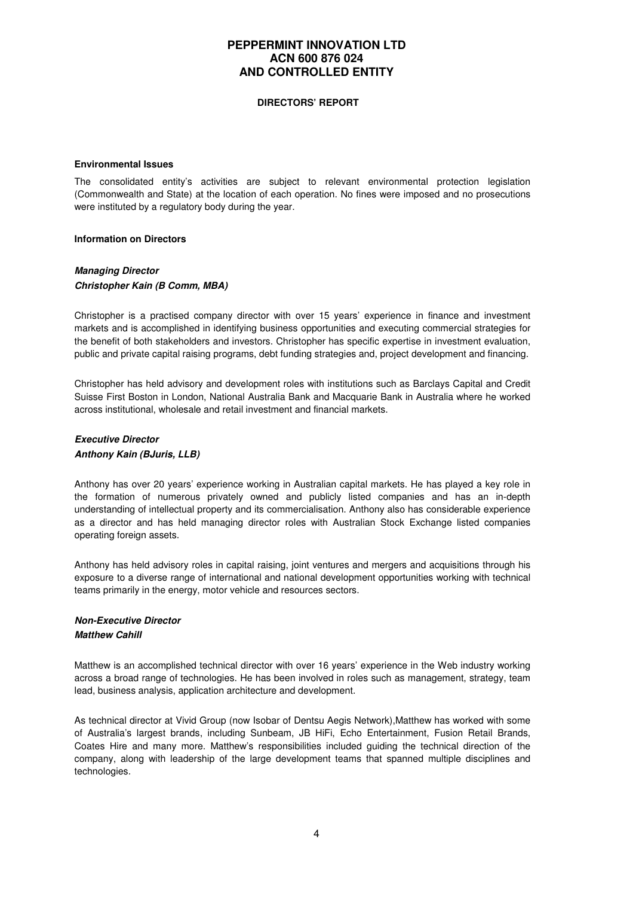# PEPPERMINT INNOVATION LTD
# ACN 600 876 024
# AND CONTROLLED ENTITY

## DIRECTORS' REPORT

**Environmental Issues**

The consolidated entity's activities are subject to relevant environmental protection legislation (Commonwealth and State) at the location of each operation. No fines were imposed and no prosecutions were instituted by a regulatory body during the year.

**Information on Directors**

***Managing Director***
***Christopher Kain (B Comm, MBA)***

Christopher is a practised company director with over 15 years' experience in finance and investment markets and is accomplished in identifying business opportunities and executing commercial strategies for the benefit of both stakeholders and investors. Christopher has specific expertise in investment evaluation, public and private capital raising programs, debt funding strategies and, project development and financing.

Christopher has held advisory and development roles with institutions such as Barclays Capital and Credit Suisse First Boston in London, National Australia Bank and Macquarie Bank in Australia where he worked across institutional, wholesale and retail investment and financial markets.

***Executive Director***
***Anthony Kain (BJuris, LLB)***

Anthony has over 20 years' experience working in Australian capital markets. He has played a key role in the formation of numerous privately owned and publicly listed companies and has an in-depth understanding of intellectual property and its commercialisation. Anthony also has considerable experience as a director and has held managing director roles with Australian Stock Exchange listed companies operating foreign assets.

Anthony has held advisory roles in capital raising, joint ventures and mergers and acquisitions through his exposure to a diverse range of international and national development opportunities working with technical teams primarily in the energy, motor vehicle and resources sectors.

***Non-Executive Director***
***Matthew Cahill***

Matthew is an accomplished technical director with over 16 years' experience in the Web industry working across a broad range of technologies. He has been involved in roles such as management, strategy, team lead, business analysis, application architecture and development.

As technical director at Vivid Group (now Isobar of Dentsu Aegis Network),Matthew has worked with some of Australia's largest brands, including Sunbeam, JB HiFi, Echo Entertainment, Fusion Retail Brands, Coates Hire and many more. Matthew's responsibilities included guiding the technical direction of the company, along with leadership of the large development teams that spanned multiple disciplines and technologies.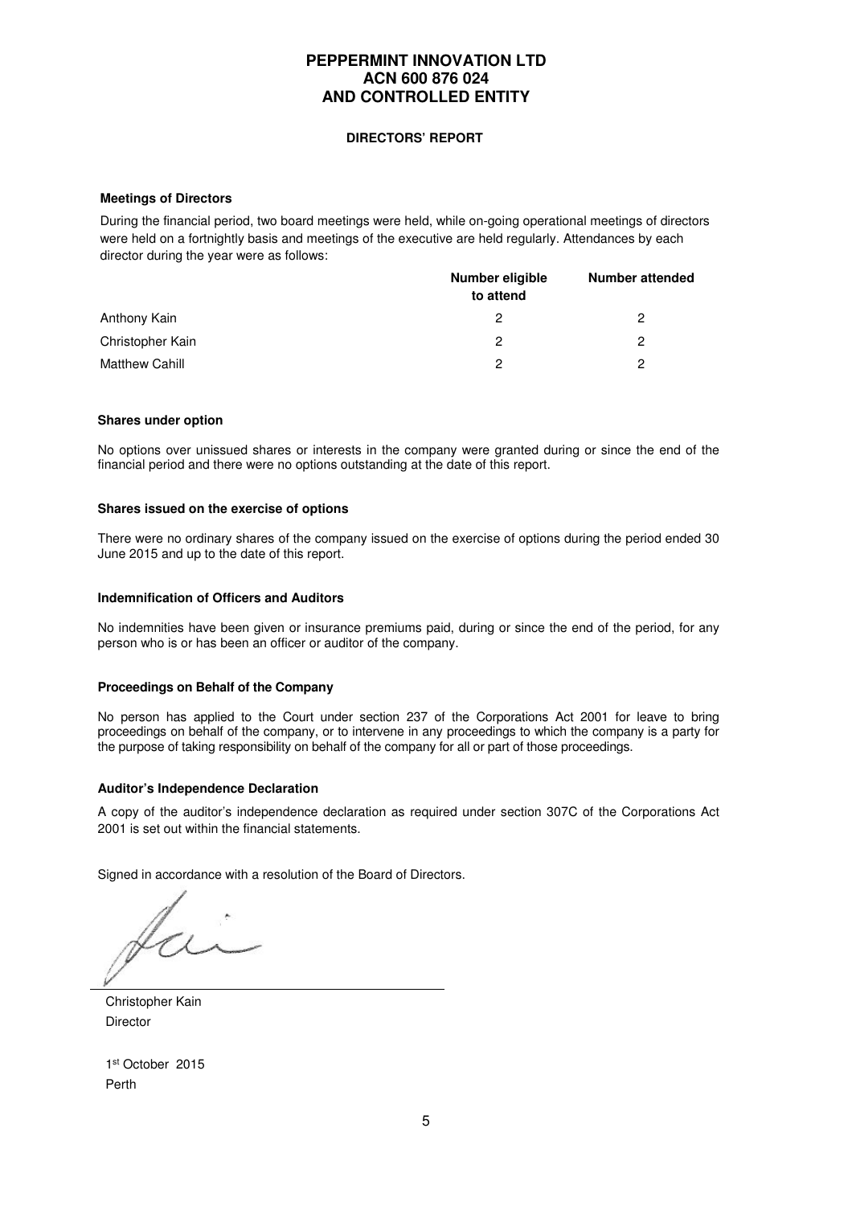# PEPPERMINT INNOVATION LTD
# ACN 600 876 024
# AND CONTROLLED ENTITY

## DIRECTORS' REPORT

### Meetings of Directors

During the financial period, two board meetings were held, while on-going operational meetings of directors were held on a fortnightly basis and meetings of the executive are held regularly. Attendances by each director during the year were as follows:

| | Number eligible to attend | Number attended |
|---|---|---|
| Anthony Kain | 2 | 2 |
| Christopher Kain | 2 | 2 |
| Matthew Cahill | 2 | 2 |

### Shares under option

No options over unissued shares or interests in the company were granted during or since the end of the financial period and there were no options outstanding at the date of this report.

### Shares issued on the exercise of options

There were no ordinary shares of the company issued on the exercise of options during the period ended 30 June 2015 and up to the date of this report.

### Indemnification of Officers and Auditors

No indemnities have been given or insurance premiums paid, during or since the end of the period, for any person who is or has been an officer or auditor of the company.

### Proceedings on Behalf of the Company

No person has applied to the Court under section 237 of the Corporations Act 2001 for leave to bring proceedings on behalf of the company, or to intervene in any proceedings to which the company is a party for the purpose of taking responsibility on behalf of the company for all or part of those proceedings.

### Auditor's Independence Declaration

A copy of the auditor's independence declaration as required under section 307C of the Corporations Act 2001 is set out within the financial statements.

Signed in accordance with a resolution of the Board of Directors.

Christopher Kain
Director

1st October 2015
Perth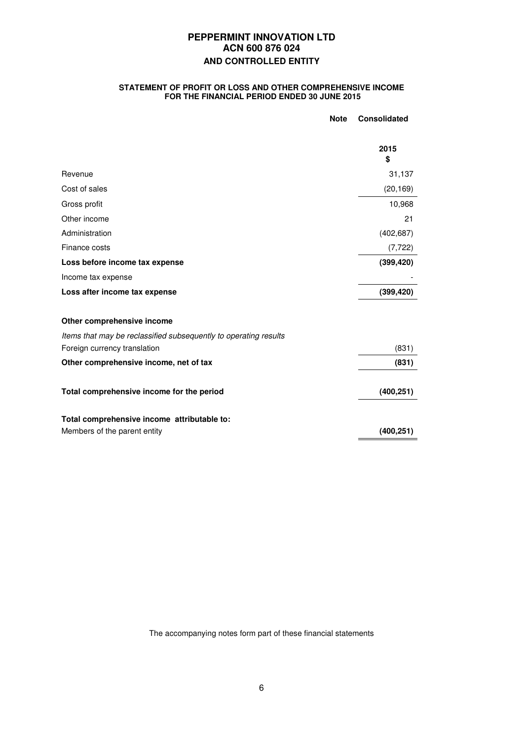# PEPPERMINT INNOVATION LTD
## ACN 600 876 024
### AND CONTROLLED ENTITY

**STATEMENT OF PROFIT OR LOSS AND OTHER COMPREHENSIVE INCOME FOR THE FINANCIAL PERIOD ENDED 30 JUNE 2015**

| | Note | Consolidated |
|---|---|---|
| | | **2015** **$** |
| Revenue | | 31,137 |
| Cost of sales | | (20,169) |
| Gross profit | | 10,968 |
| Other income | | 21 |
| Administration | | (402,687) |
| Finance costs | | (7,722) |
| **Loss before income tax expense** | | **(399,420)** |
| Income tax expense | | - |
| **Loss after income tax expense** | | **(399,420)** |
| | | |
| **Other comprehensive income** | | |
| *Items that may be reclassified subsequently to operating results* | | |
| Foreign currency translation | | (831) |
| **Other comprehensive income, net of tax** | | **(831)** |
| | | |
| **Total comprehensive income for the period** | | **(400,251)** |
| | | |
| **Total comprehensive income attributable to:** | | |
| Members of the parent entity | | **(400,251)** |

The accompanying notes form part of these financial statements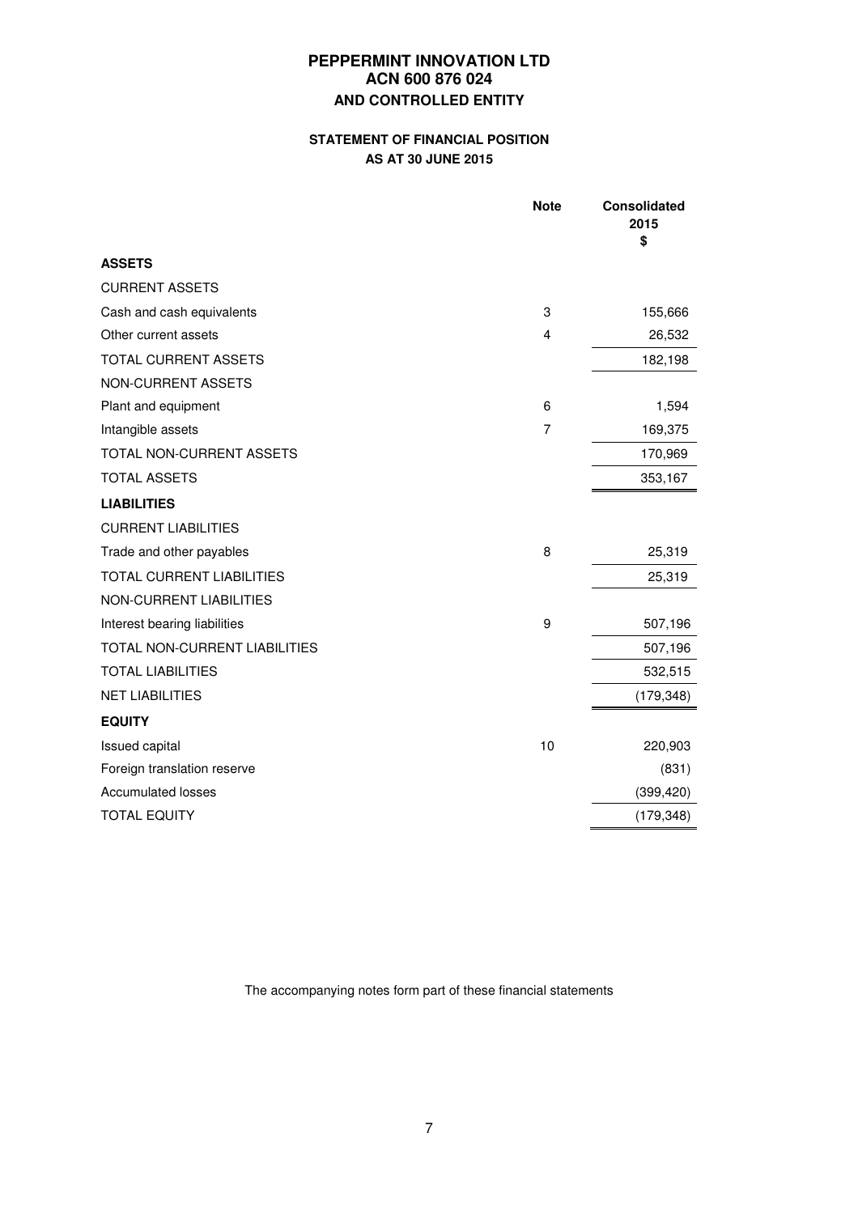# PEPPERMINT INNOVATION LTD
## ACN 600 876 024
## AND CONTROLLED ENTITY

### STATEMENT OF FINANCIAL POSITION
### AS AT 30 JUNE 2015

| | Note | Consolidated 2015 $ |
|---|---|---|
| **ASSETS** | | |
| CURRENT ASSETS | | |
| Cash and cash equivalents | 3 | 155,666 |
| Other current assets | 4 | 26,532 |
| TOTAL CURRENT ASSETS | | 182,198 |
| NON-CURRENT ASSETS | | |
| Plant and equipment | 6 | 1,594 |
| Intangible assets | 7 | 169,375 |
| TOTAL NON-CURRENT ASSETS | | 170,969 |
| TOTAL ASSETS | | 353,167 |
| **LIABILITIES** | | |
| CURRENT LIABILITIES | | |
| Trade and other payables | 8 | 25,319 |
| TOTAL CURRENT LIABILITIES | | 25,319 |
| NON-CURRENT LIABILITIES | | |
| Interest bearing liabilities | 9 | 507,196 |
| TOTAL NON-CURRENT LIABILITIES | | 507,196 |
| TOTAL LIABILITIES | | 532,515 |
| NET LIABILITIES | | (179,348) |
| **EQUITY** | | |
| Issued capital | 10 | 220,903 |
| Foreign translation reserve | | (831) |
| Accumulated losses | | (399,420) |
| TOTAL EQUITY | | (179,348) |

The accompanying notes form part of these financial statements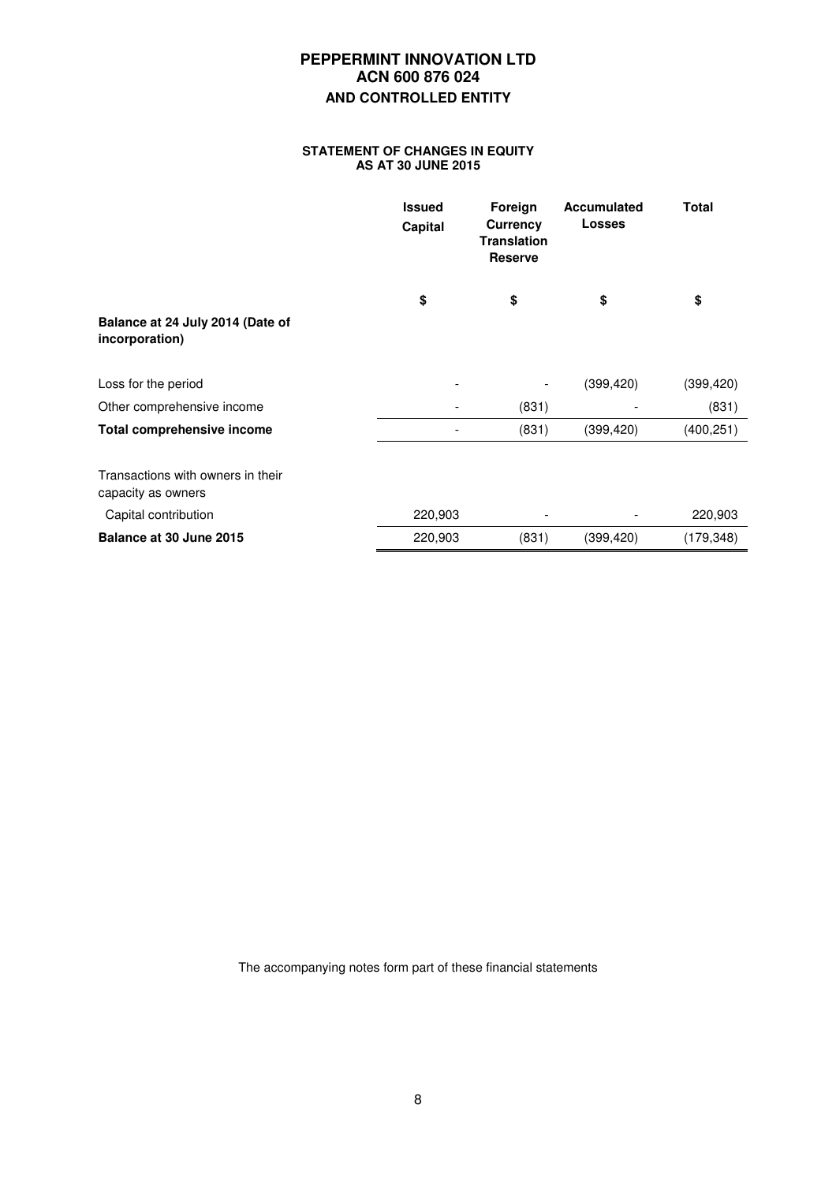# PEPPERMINT INNOVATION LTD
# ACN 600 876 024
## AND CONTROLLED ENTITY

### STATEMENT OF CHANGES IN EQUITY
### AS AT 30 JUNE 2015

| | Issued Capital | Foreign Currency Translation Reserve | Accumulated Losses | Total |
|---|---|---|---|---|
| | $ | $ | $ | $ |
| **Balance at 24 July 2014 (Date of incorporation)** | | | | |
| Loss for the period | - | - | (399,420) | (399,420) |
| Other comprehensive income | - | (831) | - | (831) |
| **Total comprehensive income** | - | (831) | (399,420) | (400,251) |
| Transactions with owners in their capacity as owners | | | | |
| Capital contribution | 220,903 | - | - | 220,903 |
| **Balance at 30 June 2015** | 220,903 | (831) | (399,420) | (179,348) |

The accompanying notes form part of these financial statements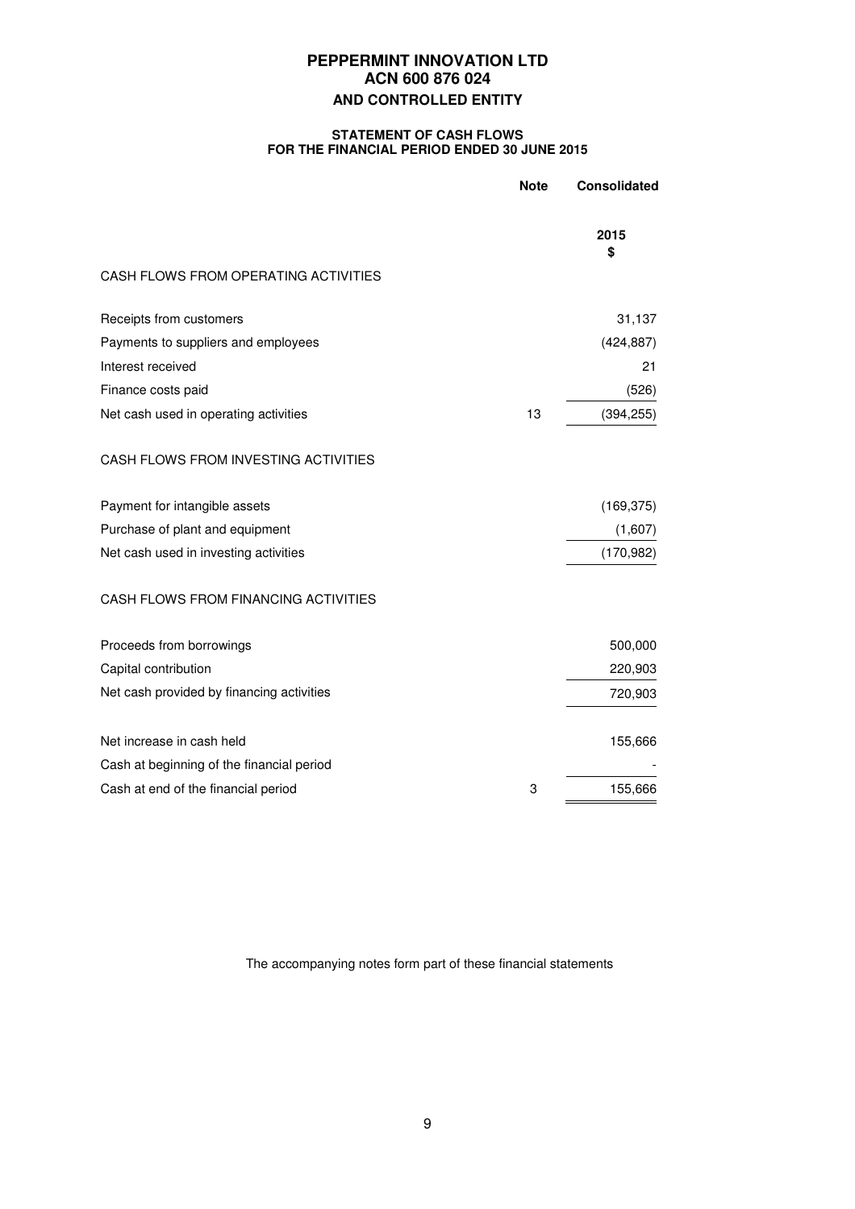# PEPPERMINT INNOVATION LTD
# ACN 600 876 024
## AND CONTROLLED ENTITY

### STATEMENT OF CASH FLOWS
### FOR THE FINANCIAL PERIOD ENDED 30 JUNE 2015

| | Note | Consolidated |
|---|---|---|
| | | **2015** |
| | | **$** |
| CASH FLOWS FROM OPERATING ACTIVITIES | | |
| Receipts from customers | | 31,137 |
| Payments to suppliers and employees | | (424,887) |
| Interest received | | 21 |
| Finance costs paid | | (526) |
| Net cash used in operating activities | 13 | (394,255) |
| CASH FLOWS FROM INVESTING ACTIVITIES | | |
| Payment for intangible assets | | (169,375) |
| Purchase of plant and equipment | | (1,607) |
| Net cash used in investing activities | | (170,982) |
| CASH FLOWS FROM FINANCING ACTIVITIES | | |
| Proceeds from borrowings | | 500,000 |
| Capital contribution | | 220,903 |
| Net cash provided by financing activities | | 720,903 |
| Net increase in cash held | | 155,666 |
| Cash at beginning of the financial period | | - |
| Cash at end of the financial period | 3 | 155,666 |

The accompanying notes form part of these financial statements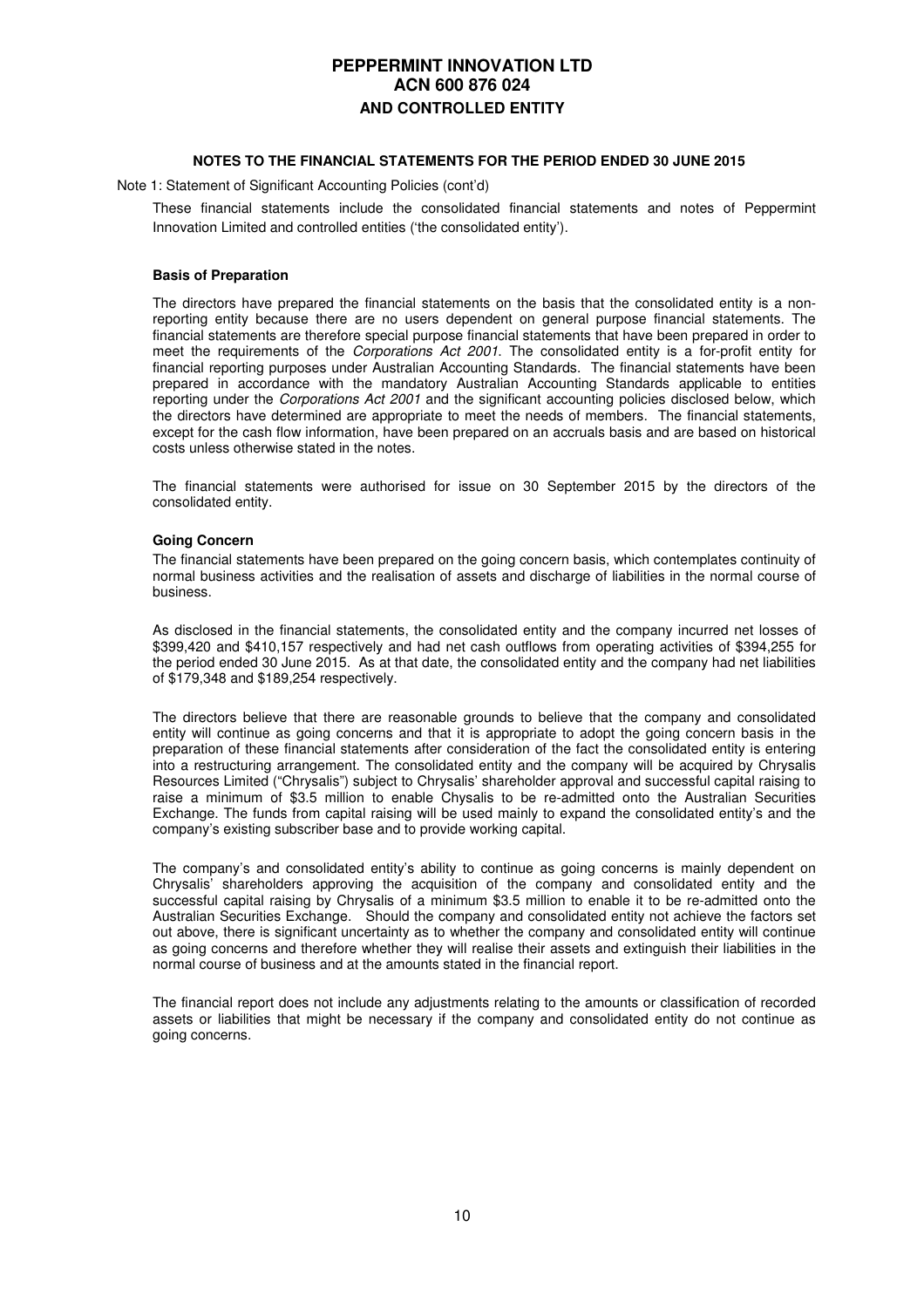# PEPPERMINT INNOVATION LTD
# ACN 600 876 024
# AND CONTROLLED ENTITY

**NOTES TO THE FINANCIAL STATEMENTS FOR THE PERIOD ENDED 30 JUNE 2015**

Note 1: Statement of Significant Accounting Policies (cont'd)

These financial statements include the consolidated financial statements and notes of Peppermint Innovation Limited and controlled entities ('the consolidated entity').

**Basis of Preparation**

The directors have prepared the financial statements on the basis that the consolidated entity is a non-reporting entity because there are no users dependent on general purpose financial statements. The financial statements are therefore special purpose financial statements that have been prepared in order to meet the requirements of the *Corporations Act 2001*. The consolidated entity is a for-profit entity for financial reporting purposes under Australian Accounting Standards. The financial statements have been prepared in accordance with the mandatory Australian Accounting Standards applicable to entities reporting under the *Corporations Act 2001* and the significant accounting policies disclosed below, which the directors have determined are appropriate to meet the needs of members. The financial statements, except for the cash flow information, have been prepared on an accruals basis and are based on historical costs unless otherwise stated in the notes.

The financial statements were authorised for issue on 30 September 2015 by the directors of the consolidated entity.

**Going Concern**

The financial statements have been prepared on the going concern basis, which contemplates continuity of normal business activities and the realisation of assets and discharge of liabilities in the normal course of business.

As disclosed in the financial statements, the consolidated entity and the company incurred net losses of $399,420 and $410,157 respectively and had net cash outflows from operating activities of $394,255 for the period ended 30 June 2015. As at that date, the consolidated entity and the company had net liabilities of $179,348 and $189,254 respectively.

The directors believe that there are reasonable grounds to believe that the company and consolidated entity will continue as going concerns and that it is appropriate to adopt the going concern basis in the preparation of these financial statements after consideration of the fact the consolidated entity is entering into a restructuring arrangement. The consolidated entity and the company will be acquired by Chrysalis Resources Limited ("Chrysalis") subject to Chrysalis' shareholder approval and successful capital raising to raise a minimum of $3.5 million to enable Chysalis to be re-admitted onto the Australian Securities Exchange. The funds from capital raising will be used mainly to expand the consolidated entity's and the company's existing subscriber base and to provide working capital.

The company's and consolidated entity's ability to continue as going concerns is mainly dependent on Chrysalis' shareholders approving the acquisition of the company and consolidated entity and the successful capital raising by Chrysalis of a minimum $3.5 million to enable it to be re-admitted onto the Australian Securities Exchange. Should the company and consolidated entity not achieve the factors set out above, there is significant uncertainty as to whether the company and consolidated entity will continue as going concerns and therefore whether they will realise their assets and extinguish their liabilities in the normal course of business and at the amounts stated in the financial report.

The financial report does not include any adjustments relating to the amounts or classification of recorded assets or liabilities that might be necessary if the company and consolidated entity do not continue as going concerns.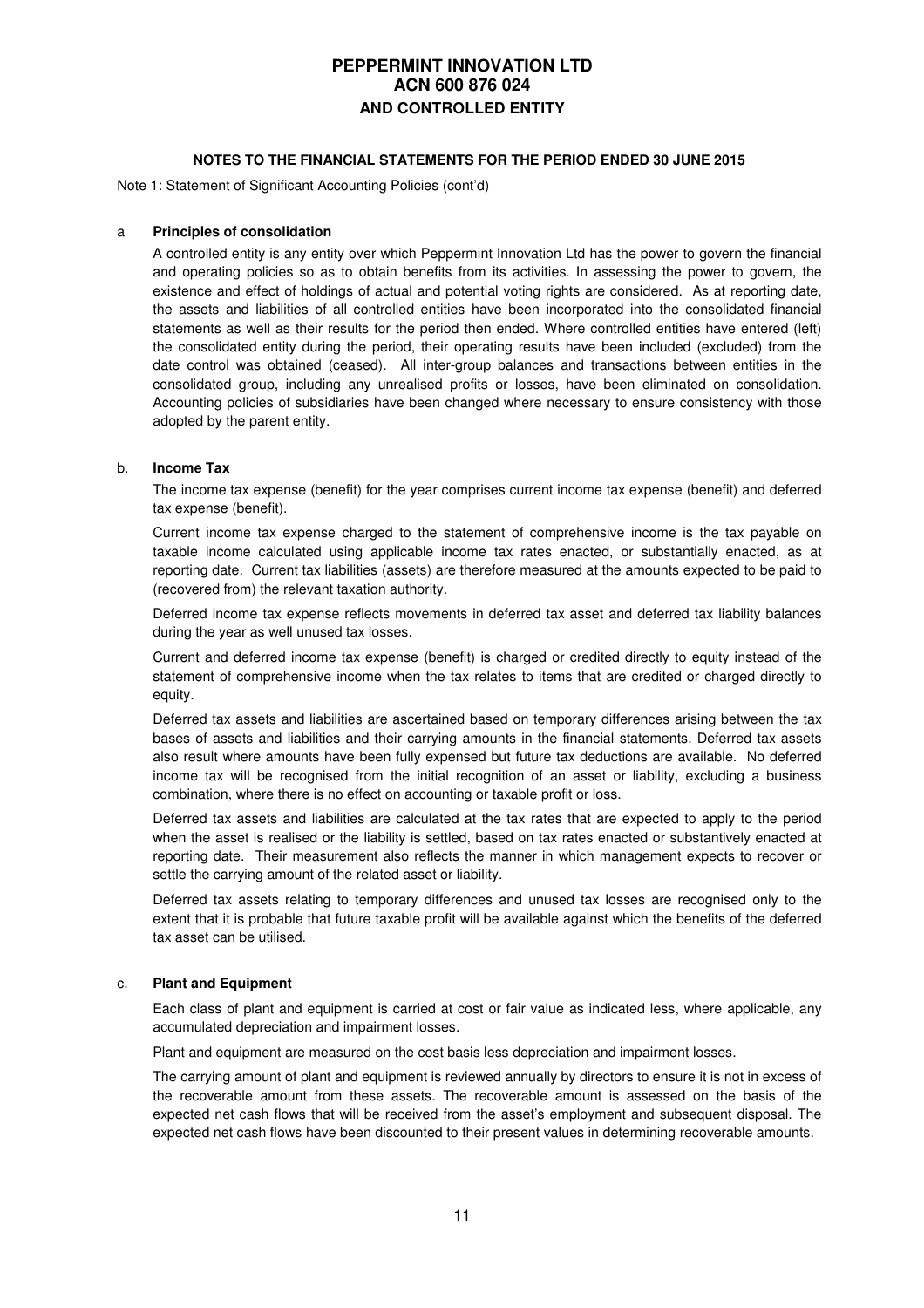**NOTES TO THE FINANCIAL STATEMENTS FOR THE PERIOD ENDED 30 JUNE 2015**

Note 1: Statement of Significant Accounting Policies (cont'd)

a **Principles of consolidation**

A controlled entity is any entity over which Peppermint Innovation Ltd has the power to govern the financial and operating policies so as to obtain benefits from its activities. In assessing the power to govern, the existence and effect of holdings of actual and potential voting rights are considered. As at reporting date, the assets and liabilities of all controlled entities have been incorporated into the consolidated financial statements as well as their results for the period then ended. Where controlled entities have entered (left) the consolidated entity during the period, their operating results have been included (excluded) from the date control was obtained (ceased). All inter-group balances and transactions between entities in the consolidated group, including any unrealised profits or losses, have been eliminated on consolidation. Accounting policies of subsidiaries have been changed where necessary to ensure consistency with those adopted by the parent entity.

b. **Income Tax**

The income tax expense (benefit) for the year comprises current income tax expense (benefit) and deferred tax expense (benefit).

Current income tax expense charged to the statement of comprehensive income is the tax payable on taxable income calculated using applicable income tax rates enacted, or substantially enacted, as at reporting date. Current tax liabilities (assets) are therefore measured at the amounts expected to be paid to (recovered from) the relevant taxation authority.

Deferred income tax expense reflects movements in deferred tax asset and deferred tax liability balances during the year as well unused tax losses.

Current and deferred income tax expense (benefit) is charged or credited directly to equity instead of the statement of comprehensive income when the tax relates to items that are credited or charged directly to equity.

Deferred tax assets and liabilities are ascertained based on temporary differences arising between the tax bases of assets and liabilities and their carrying amounts in the financial statements. Deferred tax assets also result where amounts have been fully expensed but future tax deductions are available. No deferred income tax will be recognised from the initial recognition of an asset or liability, excluding a business combination, where there is no effect on accounting or taxable profit or loss.

Deferred tax assets and liabilities are calculated at the tax rates that are expected to apply to the period when the asset is realised or the liability is settled, based on tax rates enacted or substantively enacted at reporting date. Their measurement also reflects the manner in which management expects to recover or settle the carrying amount of the related asset or liability.

Deferred tax assets relating to temporary differences and unused tax losses are recognised only to the extent that it is probable that future taxable profit will be available against which the benefits of the deferred tax asset can be utilised.

c. **Plant and Equipment**

Each class of plant and equipment is carried at cost or fair value as indicated less, where applicable, any accumulated depreciation and impairment losses.

Plant and equipment are measured on the cost basis less depreciation and impairment losses.

The carrying amount of plant and equipment is reviewed annually by directors to ensure it is not in excess of the recoverable amount from these assets. The recoverable amount is assessed on the basis of the expected net cash flows that will be received from the asset's employment and subsequent disposal. The expected net cash flows have been discounted to their present values in determining recoverable amounts.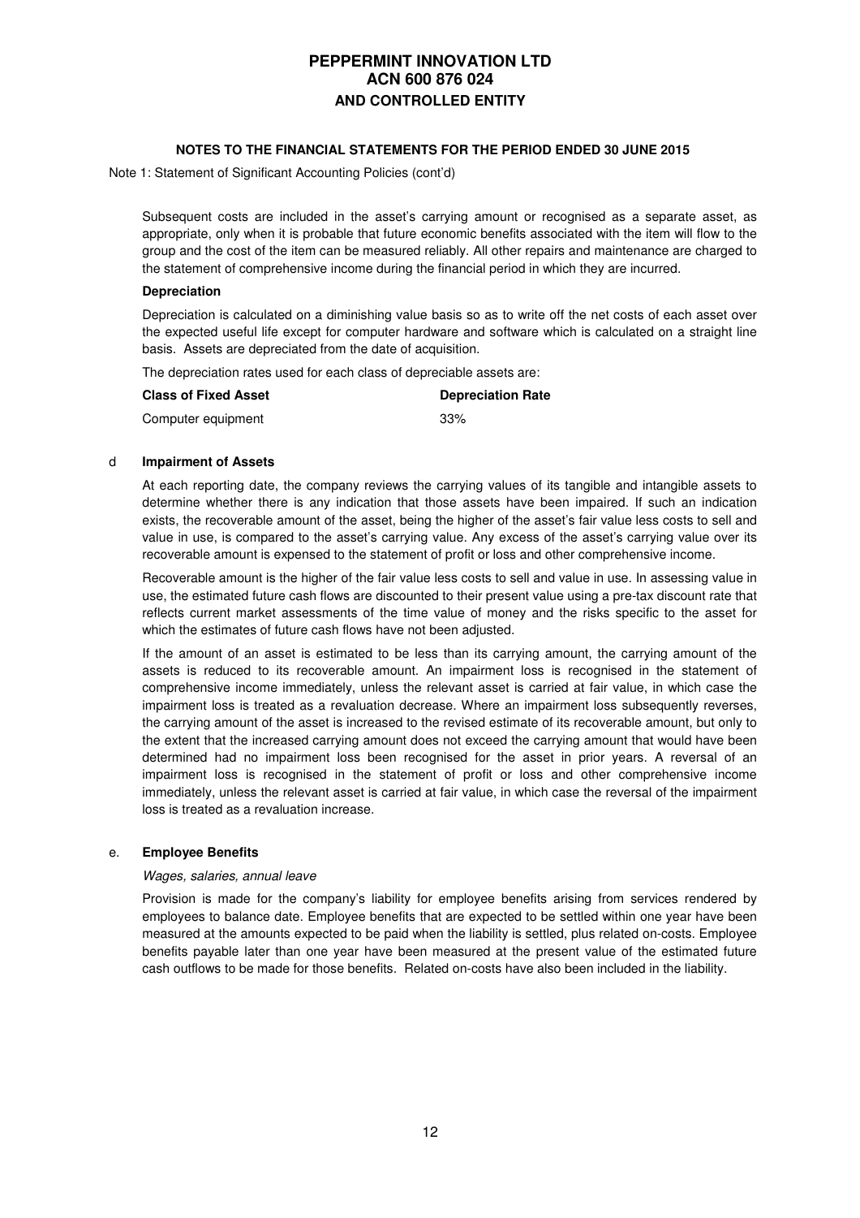# PEPPERMINT INNOVATION LTD
# ACN 600 876 024
# AND CONTROLLED ENTITY

## NOTES TO THE FINANCIAL STATEMENTS FOR THE PERIOD ENDED 30 JUNE 2015

Note 1: Statement of Significant Accounting Policies (cont'd)

Subsequent costs are included in the asset's carrying amount or recognised as a separate asset, as appropriate, only when it is probable that future economic benefits associated with the item will flow to the group and the cost of the item can be measured reliably. All other repairs and maintenance are charged to the statement of comprehensive income during the financial period in which they are incurred.

**Depreciation**

Depreciation is calculated on a diminishing value basis so as to write off the net costs of each asset over the expected useful life except for computer hardware and software which is calculated on a straight line basis. Assets are depreciated from the date of acquisition.

The depreciation rates used for each class of depreciable assets are:

| Class of Fixed Asset | Depreciation Rate |
|---|---|
| Computer equipment | 33% |

d **Impairment of Assets**

At each reporting date, the company reviews the carrying values of its tangible and intangible assets to determine whether there is any indication that those assets have been impaired. If such an indication exists, the recoverable amount of the asset, being the higher of the asset's fair value less costs to sell and value in use, is compared to the asset's carrying value. Any excess of the asset's carrying value over its recoverable amount is expensed to the statement of profit or loss and other comprehensive income.

Recoverable amount is the higher of the fair value less costs to sell and value in use. In assessing value in use, the estimated future cash flows are discounted to their present value using a pre-tax discount rate that reflects current market assessments of the time value of money and the risks specific to the asset for which the estimates of future cash flows have not been adjusted.

If the amount of an asset is estimated to be less than its carrying amount, the carrying amount of the assets is reduced to its recoverable amount. An impairment loss is recognised in the statement of comprehensive income immediately, unless the relevant asset is carried at fair value, in which case the impairment loss is treated as a revaluation decrease. Where an impairment loss subsequently reverses, the carrying amount of the asset is increased to the revised estimate of its recoverable amount, but only to the extent that the increased carrying amount does not exceed the carrying amount that would have been determined had no impairment loss been recognised for the asset in prior years. A reversal of an impairment loss is recognised in the statement of profit or loss and other comprehensive income immediately, unless the relevant asset is carried at fair value, in which case the reversal of the impairment loss is treated as a revaluation increase.

e. **Employee Benefits**

*Wages, salaries, annual leave*

Provision is made for the company's liability for employee benefits arising from services rendered by employees to balance date. Employee benefits that are expected to be settled within one year have been measured at the amounts expected to be paid when the liability is settled, plus related on-costs. Employee benefits payable later than one year have been measured at the present value of the estimated future cash outflows to be made for those benefits. Related on-costs have also been included in the liability.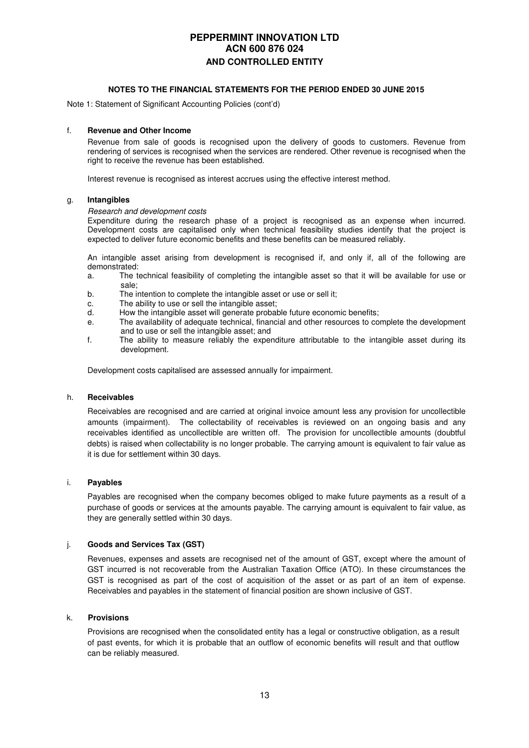# PEPPERMINT INNOVATION LTD
## ACN 600 876 024
## AND CONTROLLED ENTITY

### NOTES TO THE FINANCIAL STATEMENTS FOR THE PERIOD ENDED 30 JUNE 2015

Note 1: Statement of Significant Accounting Policies (cont'd)

f. **Revenue and Other Income**

Revenue from sale of goods is recognised upon the delivery of goods to customers. Revenue from rendering of services is recognised when the services are rendered. Other revenue is recognised when the right to receive the revenue has been established.

Interest revenue is recognised as interest accrues using the effective interest method.

g. **Intangibles**

*Research and development costs*

Expenditure during the research phase of a project is recognised as an expense when incurred. Development costs are capitalised only when technical feasibility studies identify that the project is expected to deliver future economic benefits and these benefits can be measured reliably.

An intangible asset arising from development is recognised if, and only if, all of the following are demonstrated:

a. The technical feasibility of completing the intangible asset so that it will be available for use or sale;
b. The intention to complete the intangible asset or use or sell it;
c. The ability to use or sell the intangible asset;
d. How the intangible asset will generate probable future economic benefits;
e. The availability of adequate technical, financial and other resources to complete the development and to use or sell the intangible asset; and
f. The ability to measure reliably the expenditure attributable to the intangible asset during its development.

Development costs capitalised are assessed annually for impairment.

h. **Receivables**

Receivables are recognised and are carried at original invoice amount less any provision for uncollectible amounts (impairment). The collectability of receivables is reviewed on an ongoing basis and any receivables identified as uncollectible are written off. The provision for uncollectible amounts (doubtful debts) is raised when collectability is no longer probable. The carrying amount is equivalent to fair value as it is due for settlement within 30 days.

i. **Payables**

Payables are recognised when the company becomes obliged to make future payments as a result of a purchase of goods or services at the amounts payable. The carrying amount is equivalent to fair value, as they are generally settled within 30 days.

j. **Goods and Services Tax (GST)**

Revenues, expenses and assets are recognised net of the amount of GST, except where the amount of GST incurred is not recoverable from the Australian Taxation Office (ATO). In these circumstances the GST is recognised as part of the cost of acquisition of the asset or as part of an item of expense. Receivables and payables in the statement of financial position are shown inclusive of GST.

k. **Provisions**

Provisions are recognised when the consolidated entity has a legal or constructive obligation, as a result of past events, for which it is probable that an outflow of economic benefits will result and that outflow can be reliably measured.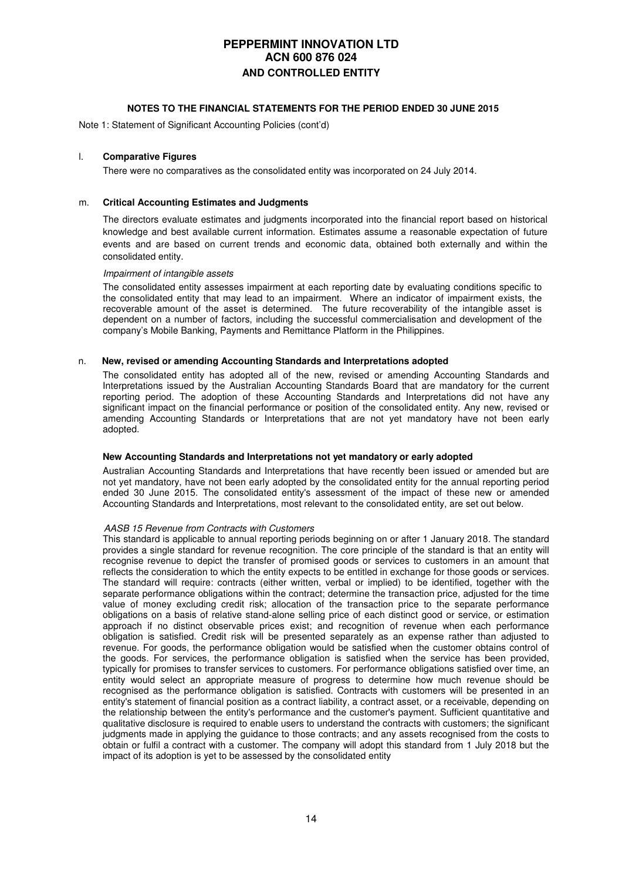# PEPPERMINT INNOVATION LTD
# ACN 600 876 024
# AND CONTROLLED ENTITY

## NOTES TO THE FINANCIAL STATEMENTS FOR THE PERIOD ENDED 30 JUNE 2015

Note 1: Statement of Significant Accounting Policies (cont'd)

### l. Comparative Figures

There were no comparatives as the consolidated entity was incorporated on 24 July 2014.

### m. Critical Accounting Estimates and Judgments

The directors evaluate estimates and judgments incorporated into the financial report based on historical knowledge and best available current information. Estimates assume a reasonable expectation of future events and are based on current trends and economic data, obtained both externally and within the consolidated entity.

*Impairment of intangible assets*

The consolidated entity assesses impairment at each reporting date by evaluating conditions specific to the consolidated entity that may lead to an impairment. Where an indicator of impairment exists, the recoverable amount of the asset is determined. The future recoverability of the intangible asset is dependent on a number of factors, including the successful commercialisation and development of the company's Mobile Banking, Payments and Remittance Platform in the Philippines.

### n. New, revised or amending Accounting Standards and Interpretations adopted

The consolidated entity has adopted all of the new, revised or amending Accounting Standards and Interpretations issued by the Australian Accounting Standards Board that are mandatory for the current reporting period. The adoption of these Accounting Standards and Interpretations did not have any significant impact on the financial performance or position of the consolidated entity. Any new, revised or amending Accounting Standards or Interpretations that are not yet mandatory have not been early adopted.

**New Accounting Standards and Interpretations not yet mandatory or early adopted**

Australian Accounting Standards and Interpretations that have recently been issued or amended but are not yet mandatory, have not been early adopted by the consolidated entity for the annual reporting period ended 30 June 2015. The consolidated entity's assessment of the impact of these new or amended Accounting Standards and Interpretations, most relevant to the consolidated entity, are set out below.

*AASB 15 Revenue from Contracts with Customers*

This standard is applicable to annual reporting periods beginning on or after 1 January 2018. The standard provides a single standard for revenue recognition. The core principle of the standard is that an entity will recognise revenue to depict the transfer of promised goods or services to customers in an amount that reflects the consideration to which the entity expects to be entitled in exchange for those goods or services. The standard will require: contracts (either written, verbal or implied) to be identified, together with the separate performance obligations within the contract; determine the transaction price, adjusted for the time value of money excluding credit risk; allocation of the transaction price to the separate performance obligations on a basis of relative stand-alone selling price of each distinct good or service, or estimation approach if no distinct observable prices exist; and recognition of revenue when each performance obligation is satisfied. Credit risk will be presented separately as an expense rather than adjusted to revenue. For goods, the performance obligation would be satisfied when the customer obtains control of the goods. For services, the performance obligation is satisfied when the service has been provided, typically for promises to transfer services to customers. For performance obligations satisfied over time, an entity would select an appropriate measure of progress to determine how much revenue should be recognised as the performance obligation is satisfied. Contracts with customers will be presented in an entity's statement of financial position as a contract liability, a contract asset, or a receivable, depending on the relationship between the entity's performance and the customer's payment. Sufficient quantitative and qualitative disclosure is required to enable users to understand the contracts with customers; the significant judgments made in applying the guidance to those contracts; and any assets recognised from the costs to obtain or fulfil a contract with a customer. The company will adopt this standard from 1 July 2018 but the impact of its adoption is yet to be assessed by the consolidated entity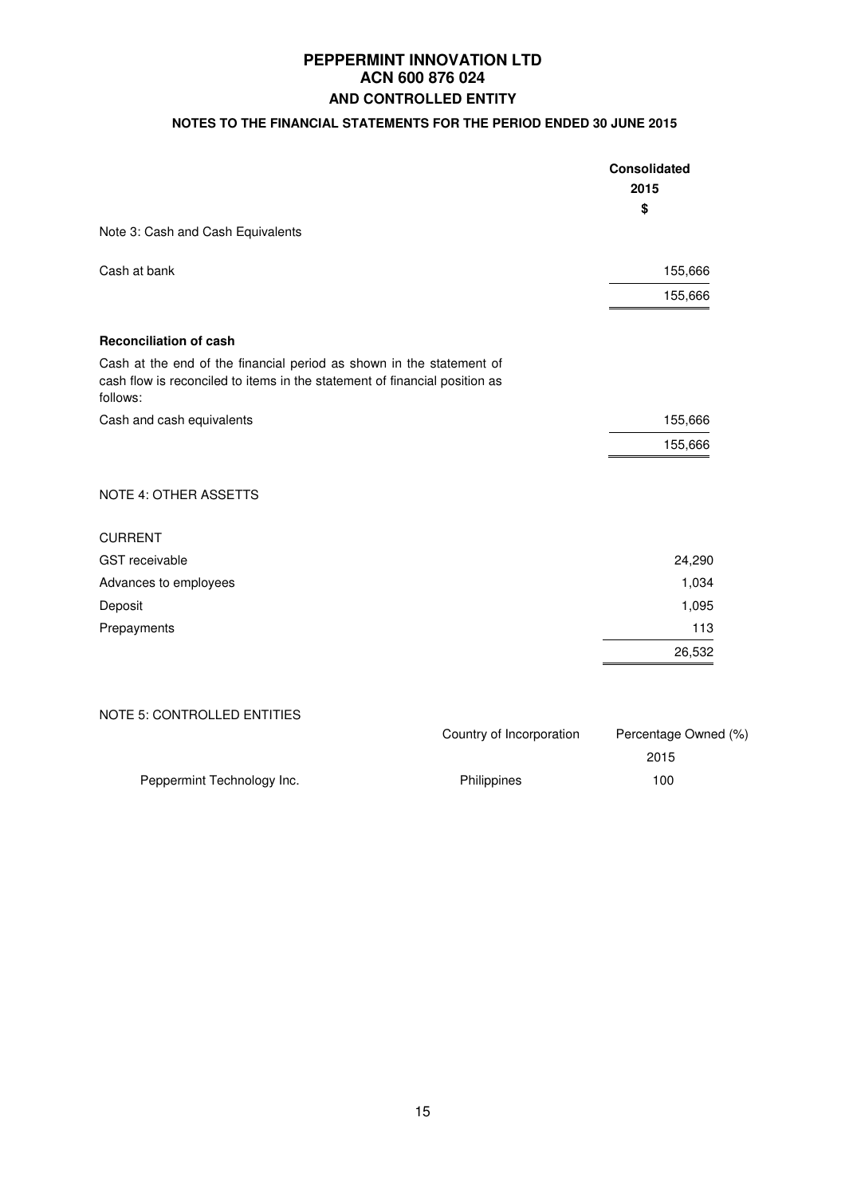# PEPPERMINT INNOVATION LTD
# ACN 600 876 024
## AND CONTROLLED ENTITY

### NOTES TO THE FINANCIAL STATEMENTS FOR THE PERIOD ENDED 30 JUNE 2015

| | Consolidated 2015 $ |
|---|---|
| Note 3: Cash and Cash Equivalents | |
| Cash at bank | 155,666 |
| | 155,666 |

**Reconciliation of cash**

Cash at the end of the financial period as shown in the statement of cash flow is reconciled to items in the statement of financial position as follows:

| | |
|---|---|
| Cash and cash equivalents | 155,666 |
| | 155,666 |

NOTE 4: OTHER ASSETTS

| | |
|---|---|
| CURRENT | |
| GST receivable | 24,290 |
| Advances to employees | 1,034 |
| Deposit | 1,095 |
| Prepayments | 113 |
| | 26,532 |

NOTE 5: CONTROLLED ENTITIES

| | Country of Incorporation | Percentage Owned (%) 2015 |
|---|---|---|
| Peppermint Technology Inc. | Philippines | 100 |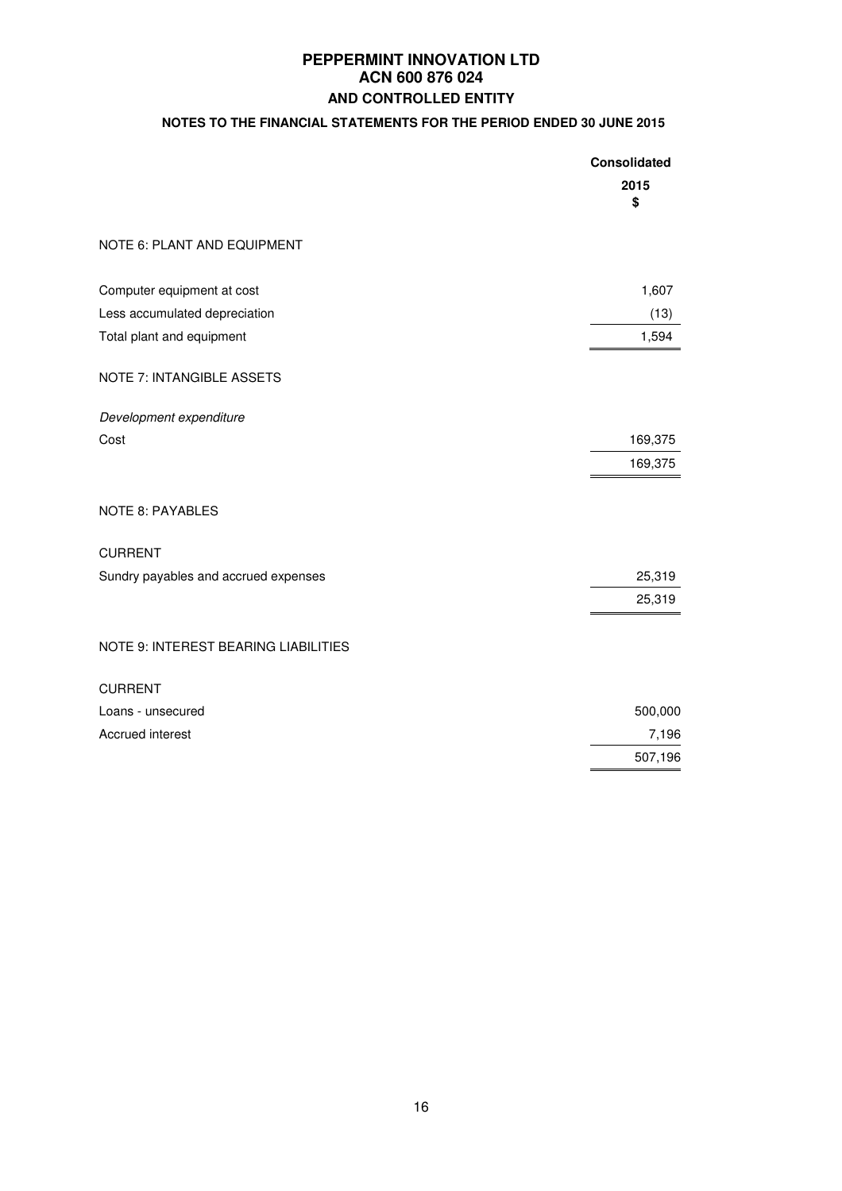# PEPPERMINT INNOVATION LTD
## ACN 600 876 024
## AND CONTROLLED ENTITY

### NOTES TO THE FINANCIAL STATEMENTS FOR THE PERIOD ENDED 30 JUNE 2015

| | Consolidated |
|---|---|
| | 2015<br>$ |
| **NOTE 6: PLANT AND EQUIPMENT** | |
| Computer equipment at cost | 1,607 |
| Less accumulated depreciation | (13) |
| Total plant and equipment | 1,594 |
| **NOTE 7: INTANGIBLE ASSETS** | |
| *Development expenditure* | |
| Cost | 169,375 |
| | 169,375 |
| **NOTE 8: PAYABLES** | |
| CURRENT | |
| Sundry payables and accrued expenses | 25,319 |
| | 25,319 |
| **NOTE 9: INTEREST BEARING LIABILITIES** | |
| CURRENT | |
| Loans - unsecured | 500,000 |
| Accrued interest | 7,196 |
| | 507,196 |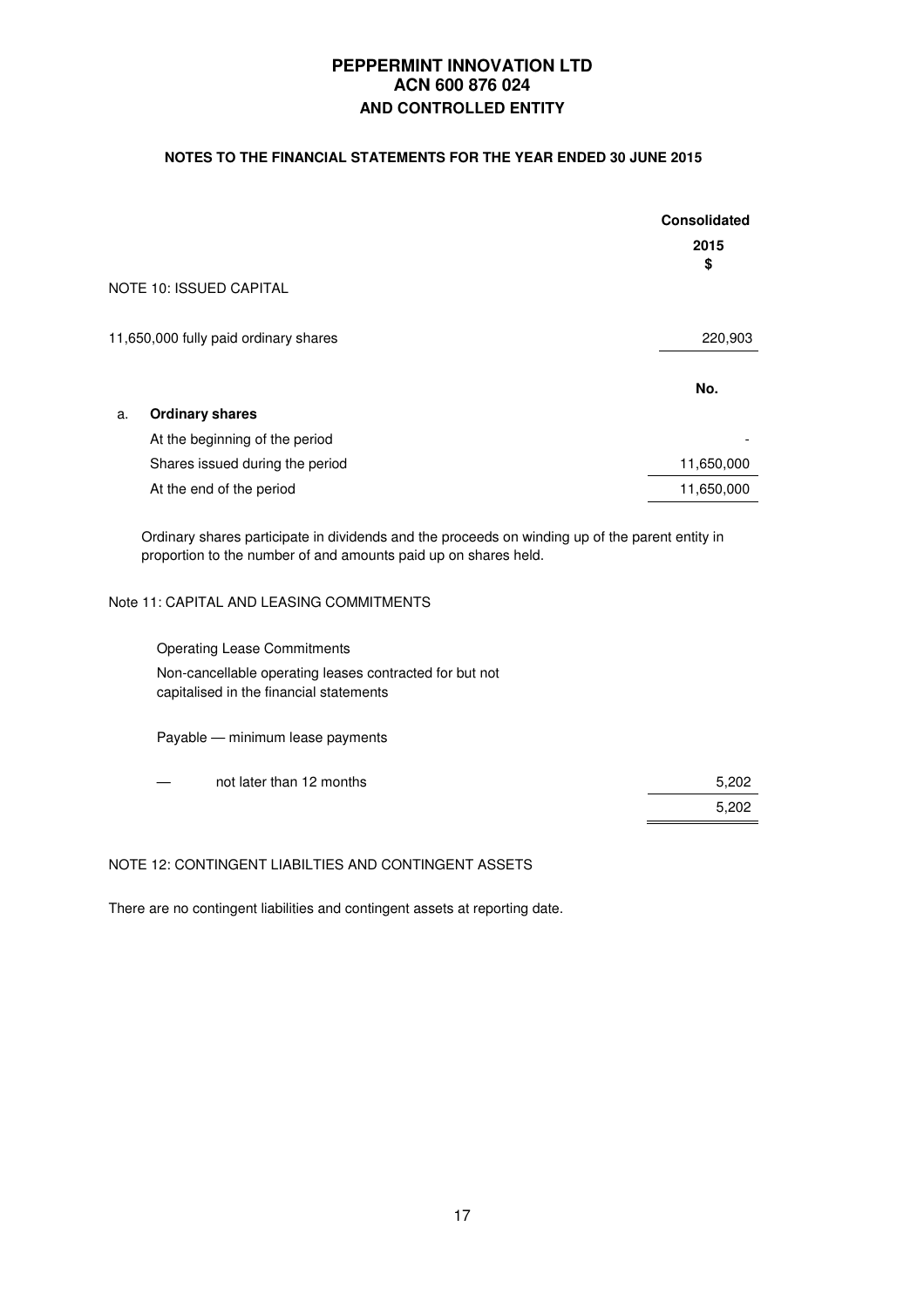# PEPPERMINT INNOVATION LTD
# ACN 600 876 024
# AND CONTROLLED ENTITY

**NOTES TO THE FINANCIAL STATEMENTS FOR THE YEAR ENDED 30 JUNE 2015**

| | Consolidated |
|---|---|
| | 2015 |
| | $ |
| NOTE 10: ISSUED CAPITAL | |
| 11,650,000 fully paid ordinary shares | 220,903 |
| | No. |
| a. **Ordinary shares** | |
| At the beginning of the period | - |
| Shares issued during the period | 11,650,000 |
| At the end of the period | 11,650,000 |

Ordinary shares participate in dividends and the proceeds on winding up of the parent entity in proportion to the number of and amounts paid up on shares held.

Note 11: CAPITAL AND LEASING COMMITMENTS

Operating Lease Commitments

Non-cancellable operating leases contracted for but not capitalised in the financial statements

| | |
|---|---|
| Payable — minimum lease payments | |
| — not later than 12 months | 5,202 |
| | 5,202 |

NOTE 12: CONTINGENT LIABILTIES AND CONTINGENT ASSETS

There are no contingent liabilities and contingent assets at reporting date.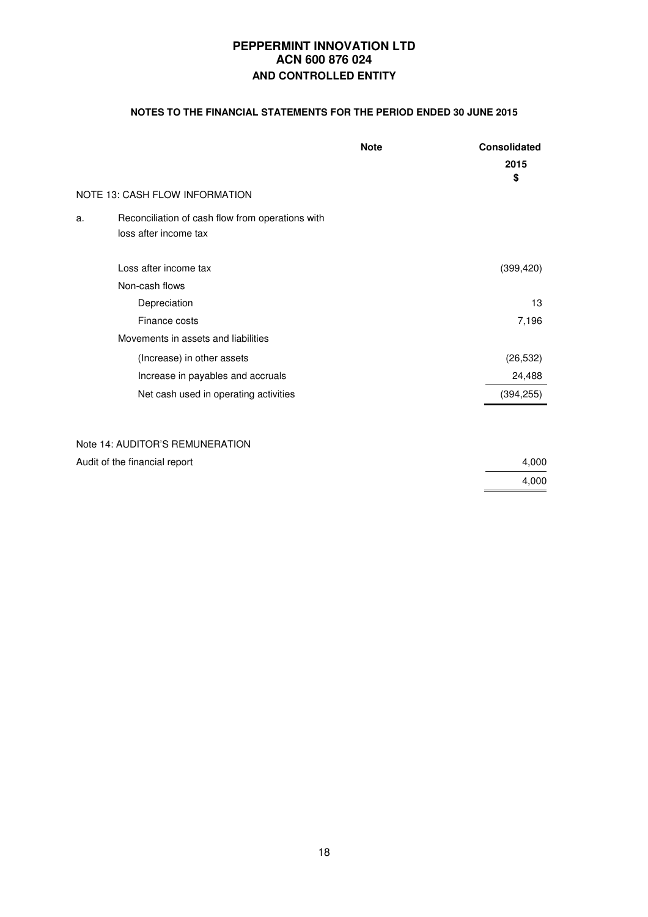# PEPPERMINT INNOVATION LTD
# ACN 600 876 024
# AND CONTROLLED ENTITY

## NOTES TO THE FINANCIAL STATEMENTS FOR THE PERIOD ENDED 30 JUNE 2015

| | Note | Consolidated 2015 $ |
|---|---|---|
| NOTE 13: CASH FLOW INFORMATION | | |
| a. Reconciliation of cash flow from operations with loss after income tax | | |
| Loss after income tax | | (399,420) |
| Non-cash flows | | |
| Depreciation | | 13 |
| Finance costs | | 7,196 |
| Movements in assets and liabilities | | |
| (Increase) in other assets | | (26,532) |
| Increase in payables and accruals | | 24,488 |
| Net cash used in operating activities | | (394,255) |

| Note 14: AUDITOR'S REMUNERATION | | |
|---|---|---|
| Audit of the financial report | | 4,000 |
| | | 4,000 |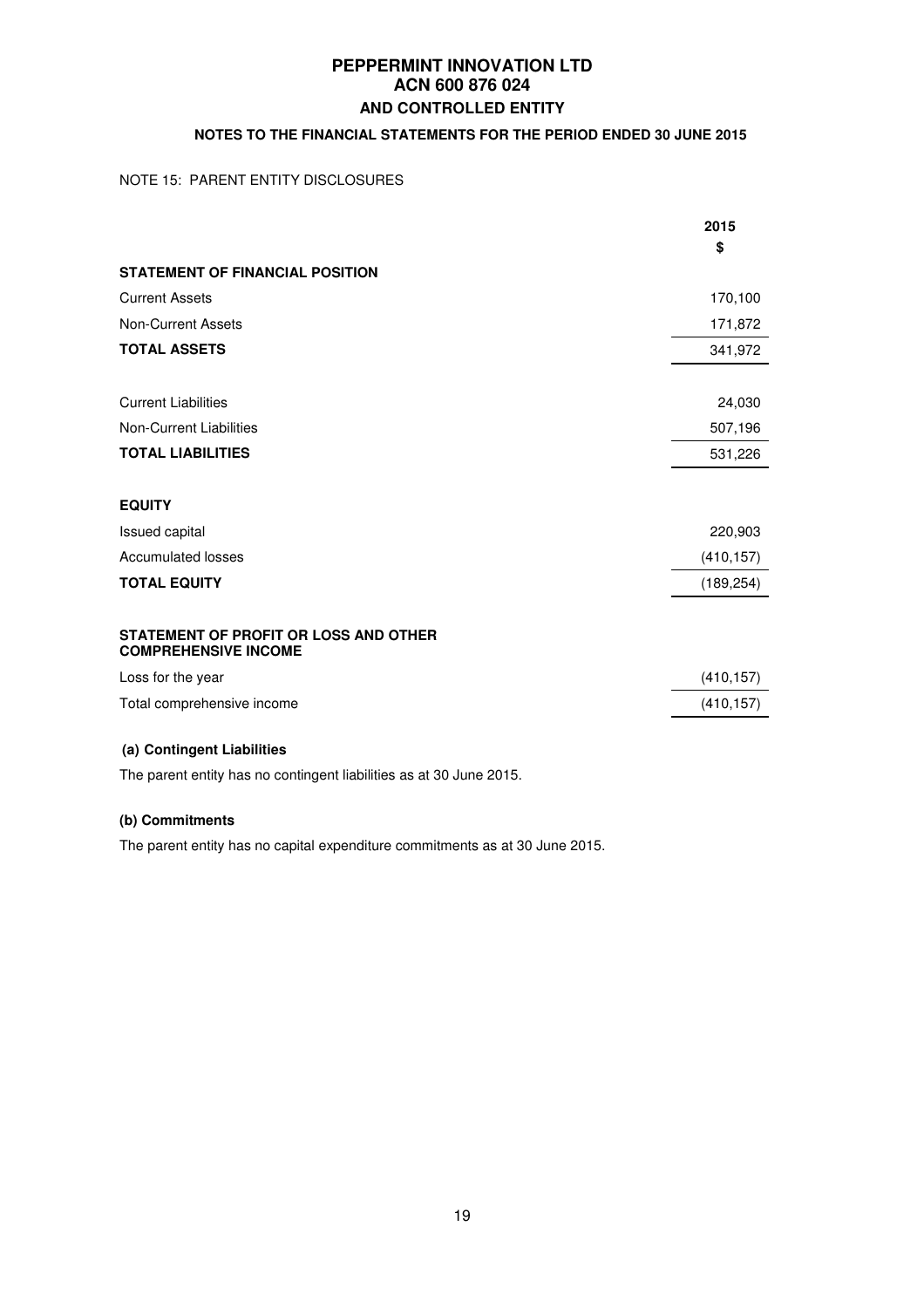# PEPPERMINT INNOVATION LTD
# ACN 600 876 024
## AND CONTROLLED ENTITY

### NOTES TO THE FINANCIAL STATEMENTS FOR THE PERIOD ENDED 30 JUNE 2015

NOTE 15: PARENT ENTITY DISCLOSURES

| | 2015 $ |
|---|---|
| **STATEMENT OF FINANCIAL POSITION** | |
| Current Assets | 170,100 |
| Non-Current Assets | 171,872 |
| **TOTAL ASSETS** | 341,972 |
| | |
| Current Liabilities | 24,030 |
| Non-Current Liabilities | 507,196 |
| **TOTAL LIABILITIES** | 531,226 |
| | |
| **EQUITY** | |
| Issued capital | 220,903 |
| Accumulated losses | (410,157) |
| **TOTAL EQUITY** | (189,254) |
| | |
| **STATEMENT OF PROFIT OR LOSS AND OTHER COMPREHENSIVE INCOME** | |
| Loss for the year | (410,157) |
| Total comprehensive income | (410,157) |

**(a) Contingent Liabilities**

The parent entity has no contingent liabilities as at 30 June 2015.

**(b) Commitments**

The parent entity has no capital expenditure commitments as at 30 June 2015.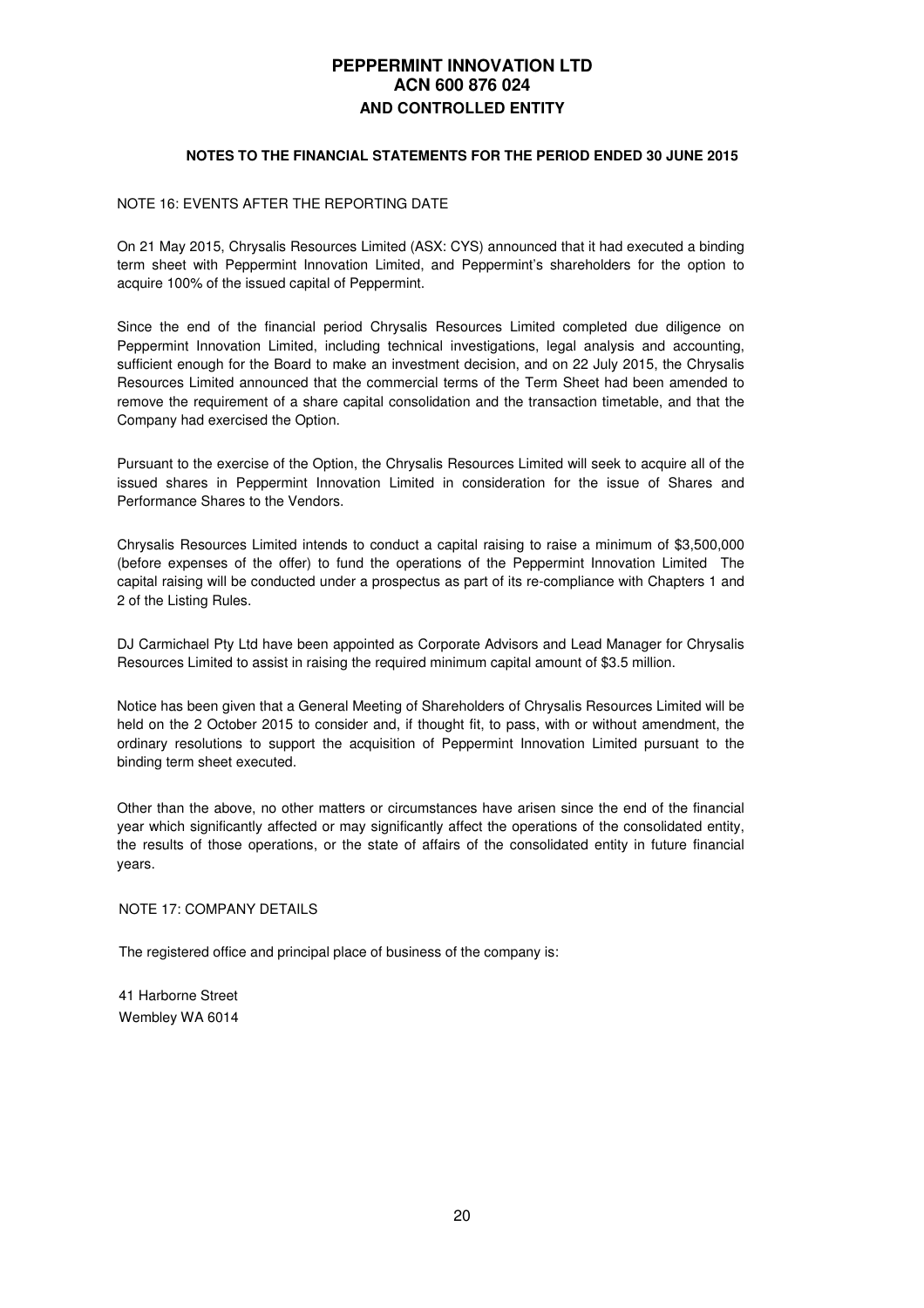# PEPPERMINT INNOVATION LTD
# ACN 600 876 024
# AND CONTROLLED ENTITY

**NOTES TO THE FINANCIAL STATEMENTS FOR THE PERIOD ENDED 30 JUNE 2015**

NOTE 16: EVENTS AFTER THE REPORTING DATE

On 21 May 2015, Chrysalis Resources Limited (ASX: CYS) announced that it had executed a binding term sheet with Peppermint Innovation Limited, and Peppermint's shareholders for the option to acquire 100% of the issued capital of Peppermint.

Since the end of the financial period Chrysalis Resources Limited completed due diligence on Peppermint Innovation Limited, including technical investigations, legal analysis and accounting, sufficient enough for the Board to make an investment decision, and on 22 July 2015, the Chrysalis Resources Limited announced that the commercial terms of the Term Sheet had been amended to remove the requirement of a share capital consolidation and the transaction timetable, and that the Company had exercised the Option.

Pursuant to the exercise of the Option, the Chrysalis Resources Limited will seek to acquire all of the issued shares in Peppermint Innovation Limited in consideration for the issue of Shares and Performance Shares to the Vendors.

Chrysalis Resources Limited intends to conduct a capital raising to raise a minimum of $3,500,000 (before expenses of the offer) to fund the operations of the Peppermint Innovation Limited The capital raising will be conducted under a prospectus as part of its re-compliance with Chapters 1 and 2 of the Listing Rules.

DJ Carmichael Pty Ltd have been appointed as Corporate Advisors and Lead Manager for Chrysalis Resources Limited to assist in raising the required minimum capital amount of $3.5 million.

Notice has been given that a General Meeting of Shareholders of Chrysalis Resources Limited will be held on the 2 October 2015 to consider and, if thought fit, to pass, with or without amendment, the ordinary resolutions to support the acquisition of Peppermint Innovation Limited pursuant to the binding term sheet executed.

Other than the above, no other matters or circumstances have arisen since the end of the financial year which significantly affected or may significantly affect the operations of the consolidated entity, the results of those operations, or the state of affairs of the consolidated entity in future financial years.

NOTE 17: COMPANY DETAILS

The registered office and principal place of business of the company is:

41 Harborne Street
Wembley WA 6014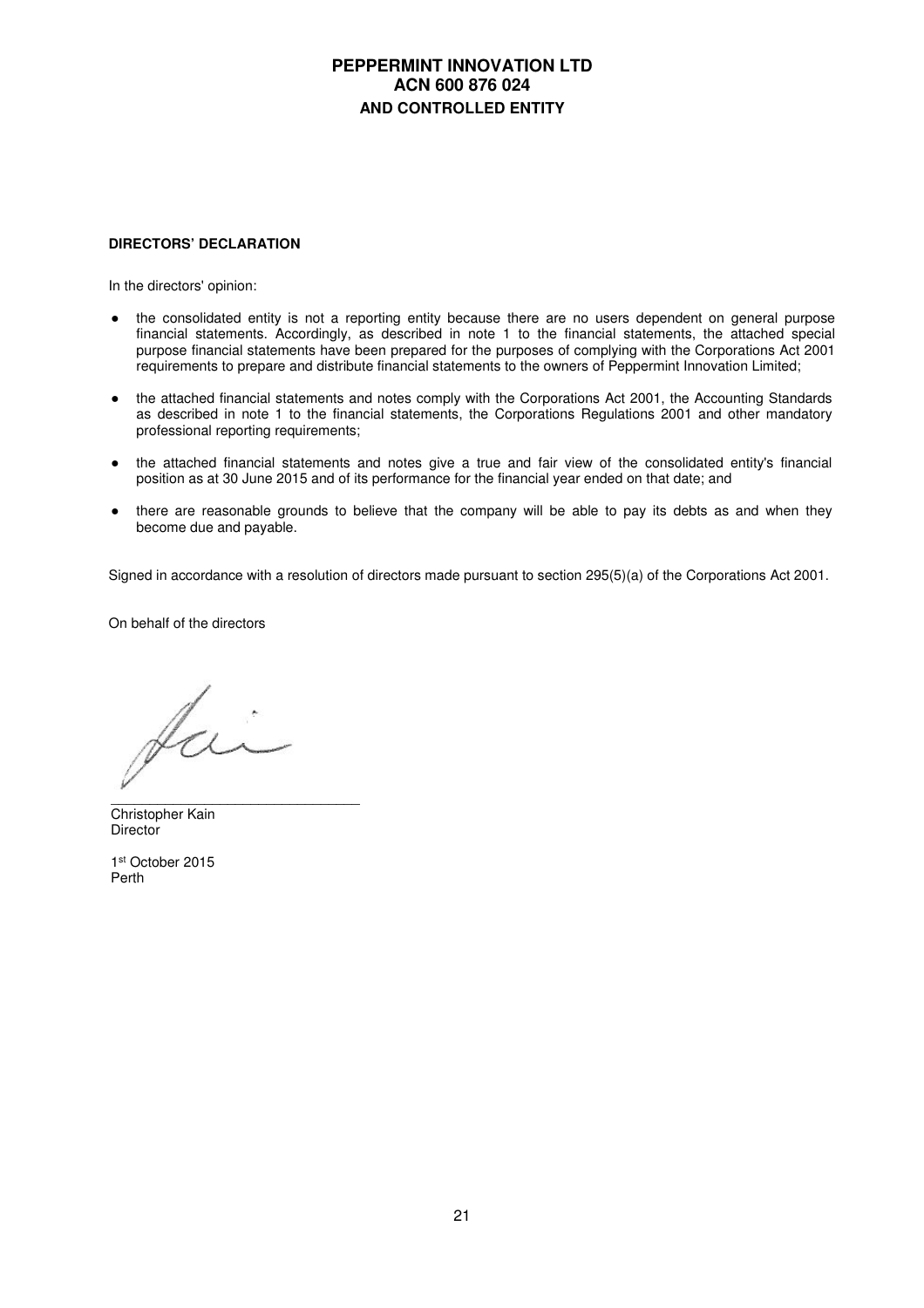**PEPPERMINT INNOVATION LTD**
**ACN 600 876 024**
**AND CONTROLLED ENTITY**

## DIRECTORS' DECLARATION

In the directors' opinion:

- the consolidated entity is not a reporting entity because there are no users dependent on general purpose financial statements. Accordingly, as described in note 1 to the financial statements, the attached special purpose financial statements have been prepared for the purposes of complying with the Corporations Act 2001 requirements to prepare and distribute financial statements to the owners of Peppermint Innovation Limited;

- the attached financial statements and notes comply with the Corporations Act 2001, the Accounting Standards as described in note 1 to the financial statements, the Corporations Regulations 2001 and other mandatory professional reporting requirements;

- the attached financial statements and notes give a true and fair view of the consolidated entity's financial position as at 30 June 2015 and of its performance for the financial year ended on that date; and

- there are reasonable grounds to believe that the company will be able to pay its debts as and when they become due and payable.

Signed in accordance with a resolution of directors made pursuant to section 295(5)(a) of the Corporations Act 2001.

On behalf of the directors

\_\_\_\_\_\_\_\_\_\_\_\_\_\_\_\_\_\_\_\_\_\_\_\_\_\_\_\_\_\_\_\_
Christopher Kain
Director

1st October 2015
Perth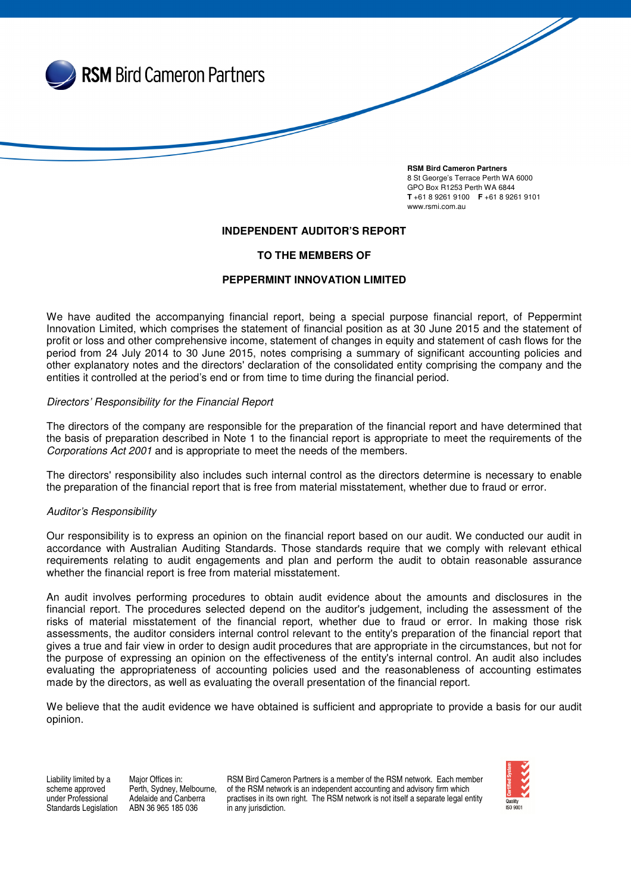**RSM Bird Cameron Partners**
8 St George's Terrace Perth WA 6000
GPO Box R1253 Perth WA 6844
**T** +61 8 9261 9100 **F** +61 8 9261 9101
www.rsmi.com.au

**INDEPENDENT AUDITOR'S REPORT**

**TO THE MEMBERS OF**

**PEPPERMINT INNOVATION LIMITED**

We have audited the accompanying financial report, being a special purpose financial report, of Peppermint Innovation Limited, which comprises the statement of financial position as at 30 June 2015 and the statement of profit or loss and other comprehensive income, statement of changes in equity and statement of cash flows for the period from 24 July 2014 to 30 June 2015, notes comprising a summary of significant accounting policies and other explanatory notes and the directors' declaration of the consolidated entity comprising the company and the entities it controlled at the period's end or from time to time during the financial period.

*Directors' Responsibility for the Financial Report*

The directors of the company are responsible for the preparation of the financial report and have determined that the basis of preparation described in Note 1 to the financial report is appropriate to meet the requirements of the *Corporations Act 2001* and is appropriate to meet the needs of the members.

The directors' responsibility also includes such internal control as the directors determine is necessary to enable the preparation of the financial report that is free from material misstatement, whether due to fraud or error.

*Auditor's Responsibility*

Our responsibility is to express an opinion on the financial report based on our audit. We conducted our audit in accordance with Australian Auditing Standards. Those standards require that we comply with relevant ethical requirements relating to audit engagements and plan and perform the audit to obtain reasonable assurance whether the financial report is free from material misstatement.

An audit involves performing procedures to obtain audit evidence about the amounts and disclosures in the financial report. The procedures selected depend on the auditor's judgement, including the assessment of the risks of material misstatement of the financial report, whether due to fraud or error. In making those risk assessments, the auditor considers internal control relevant to the entity's preparation of the financial report that gives a true and fair view in order to design audit procedures that are appropriate in the circumstances, but not for the purpose of expressing an opinion on the effectiveness of the entity's internal control. An audit also includes evaluating the appropriateness of accounting policies used and the reasonableness of accounting estimates made by the directors, as well as evaluating the overall presentation of the financial report.

We believe that the audit evidence we have obtained is sufficient and appropriate to provide a basis for our audit opinion.

Liability limited by a scheme approved under Professional Standards Legislation

Major Offices in: Perth, Sydney, Melbourne, Adelaide and Canberra ABN 36 965 185 036

RSM Bird Cameron Partners is a member of the RSM network. Each member of the RSM network is an independent accounting and advisory firm which practises in its own right. The RSM network is not itself a separate legal entity in any jurisdiction.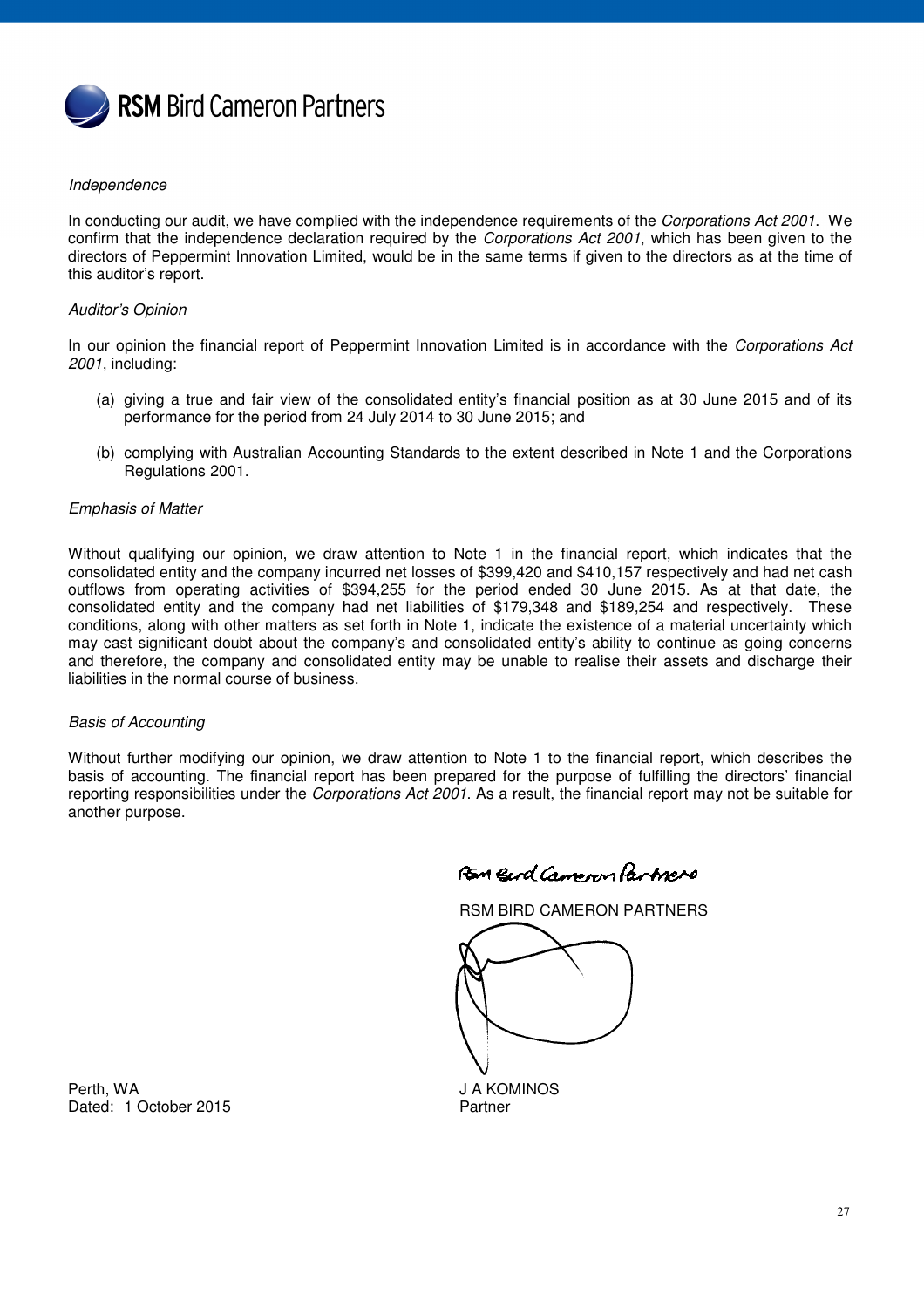*Independence*

In conducting our audit, we have complied with the independence requirements of the *Corporations Act 2001*. We confirm that the independence declaration required by the *Corporations Act 2001*, which has been given to the directors of Peppermint Innovation Limited, would be in the same terms if given to the directors as at the time of this auditor's report.

*Auditor's Opinion*

In our opinion the financial report of Peppermint Innovation Limited is in accordance with the *Corporations Act 2001*, including:

(a) giving a true and fair view of the consolidated entity's financial position as at 30 June 2015 and of its performance for the period from 24 July 2014 to 30 June 2015; and

(b) complying with Australian Accounting Standards to the extent described in Note 1 and the Corporations Regulations 2001.

*Emphasis of Matter*

Without qualifying our opinion, we draw attention to Note 1 in the financial report, which indicates that the consolidated entity and the company incurred net losses of $399,420 and $410,157 respectively and had net cash outflows from operating activities of $394,255 for the period ended 30 June 2015. As at that date, the consolidated entity and the company had net liabilities of $179,348 and $189,254 and respectively. These conditions, along with other matters as set forth in Note 1, indicate the existence of a material uncertainty which may cast significant doubt about the company's and consolidated entity's ability to continue as going concerns and therefore, the company and consolidated entity may be unable to realise their assets and discharge their liabilities in the normal course of business.

*Basis of Accounting*

Without further modifying our opinion, we draw attention to Note 1 to the financial report, which describes the basis of accounting. The financial report has been prepared for the purpose of fulfilling the directors' financial reporting responsibilities under the *Corporations Act 2001*. As a result, the financial report may not be suitable for another purpose.

RSM BIRD CAMERON PARTNERS

J A KOMINOS
Partner

Perth, WA
Dated: 1 October 2015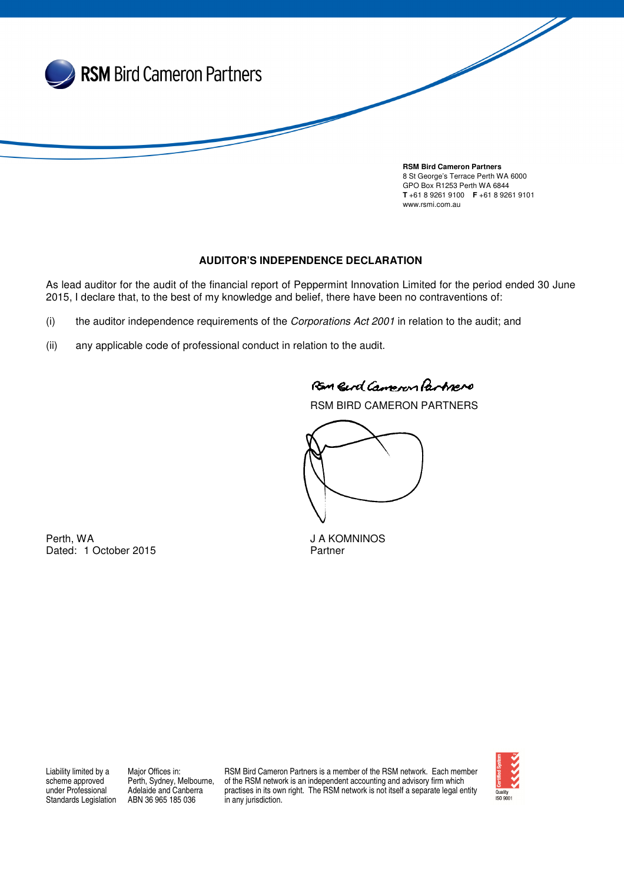RSM Bird Cameron Partners

**RSM Bird Cameron Partners**
8 St George's Terrace Perth WA 6000
GPO Box R1253 Perth WA 6844
**T** +61 8 9261 9100 **F** +61 8 9261 9101
www.rsmi.com.au

## AUDITOR'S INDEPENDENCE DECLARATION

As lead auditor for the audit of the financial report of Peppermint Innovation Limited for the period ended 30 June 2015, I declare that, to the best of my knowledge and belief, there have been no contraventions of:

(i) the auditor independence requirements of the *Corporations Act 2001* in relation to the audit; and

(ii) any applicable code of professional conduct in relation to the audit.

RSM BIRD CAMERON PARTNERS

Perth, WA
Dated: 1 October 2015

J A KOMNINOS
Partner

Liability limited by a scheme approved under Professional Standards Legislation

Major Offices in: Perth, Sydney, Melbourne, Adelaide and Canberra
ABN 36 965 185 036

RSM Bird Cameron Partners is a member of the RSM network. Each member of the RSM network is an independent accounting and advisory firm which practises in its own right. The RSM network is not itself a separate legal entity in any jurisdiction.

Certified System
Quality
ISO 9001